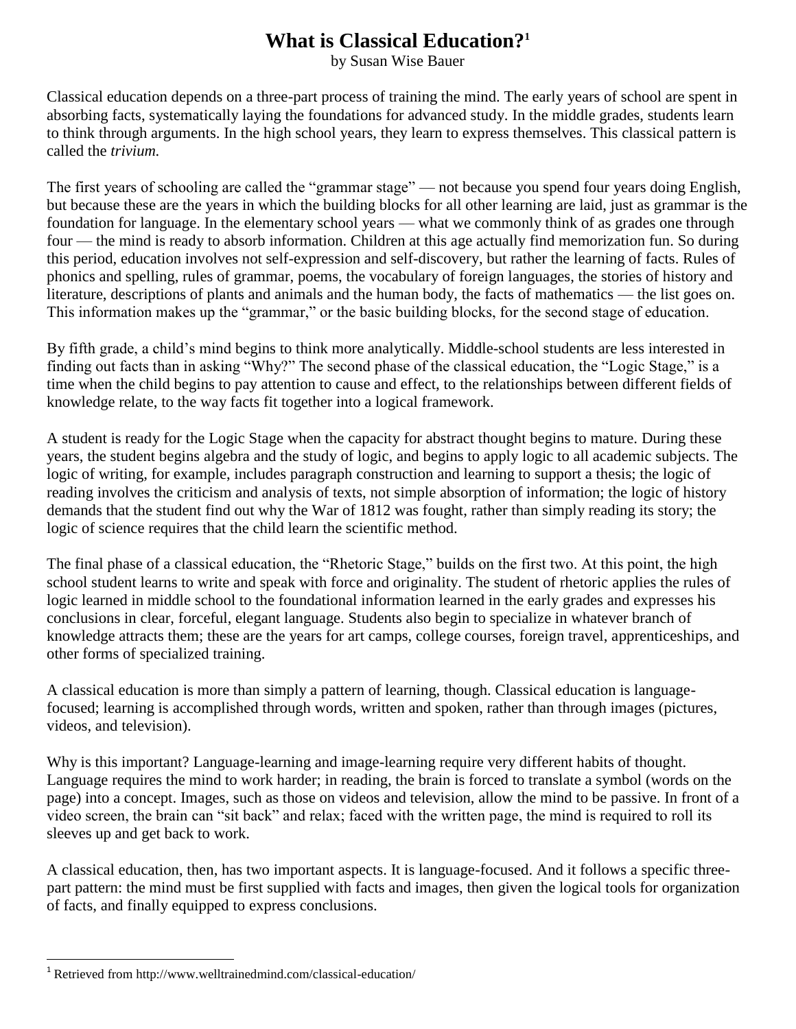# What is Classical Education?[1]

by Susan Wise Bauer

Classical education depends on a three-part process of training the mind. The early years of school are spent in absorbing facts, systematically laying the foundations for advanced study. In the middle grades, students learn to think through arguments. In the high school years, they learn to express themselves. This classical pattern is called the *trivium.*

The first years of schooling are called the "grammar stage" — not because you spend four years doing English, but because these are the years in which the building blocks for all other learning are laid, just as grammar is the foundation for language. In the elementary school years — what we commonly think of as grades one through four — the mind is ready to absorb information. Children at this age actually find memorization fun. So during this period, education involves not self-expression and self-discovery, but rather the learning of facts. Rules of phonics and spelling, rules of grammar, poems, the vocabulary of foreign languages, the stories of history and literature, descriptions of plants and animals and the human body, the facts of mathematics — the list goes on. This information makes up the "grammar," or the basic building blocks, for the second stage of education.

By fifth grade, a child's mind begins to think more analytically. Middle-school students are less interested in finding out facts than in asking "Why?" The second phase of the classical education, the "Logic Stage," is a time when the child begins to pay attention to cause and effect, to the relationships between different fields of knowledge relate, to the way facts fit together into a logical framework.

A student is ready for the Logic Stage when the capacity for abstract thought begins to mature. During these years, the student begins algebra and the study of logic, and begins to apply logic to all academic subjects. The logic of writing, for example, includes paragraph construction and learning to support a thesis; the logic of reading involves the criticism and analysis of texts, not simple absorption of information; the logic of history demands that the student find out why the War of 1812 was fought, rather than simply reading its story; the logic of science requires that the child learn the scientific method.

The final phase of a classical education, the "Rhetoric Stage," builds on the first two. At this point, the high school student learns to write and speak with force and originality. The student of rhetoric applies the rules of logic learned in middle school to the foundational information learned in the early grades and expresses his conclusions in clear, forceful, elegant language. Students also begin to specialize in whatever branch of knowledge attracts them; these are the years for art camps, college courses, foreign travel, apprenticeships, and other forms of specialized training.

A classical education is more than simply a pattern of learning, though. Classical education is language-focused; learning is accomplished through words, written and spoken, rather than through images (pictures, videos, and television).

Why is this important? Language-learning and image-learning require very different habits of thought. Language requires the mind to work harder; in reading, the brain is forced to translate a symbol (words on the page) into a concept. Images, such as those on videos and television, allow the mind to be passive. In front of a video screen, the brain can "sit back" and relax; faced with the written page, the mind is required to roll its sleeves up and get back to work.

A classical education, then, has two important aspects. It is language-focused. And it follows a specific three-part pattern: the mind must be first supplied with facts and images, then given the logical tools for organization of facts, and finally equipped to express conclusions.

---

[1] Retrieved from http://www.welltrainedmind.com/classical-education/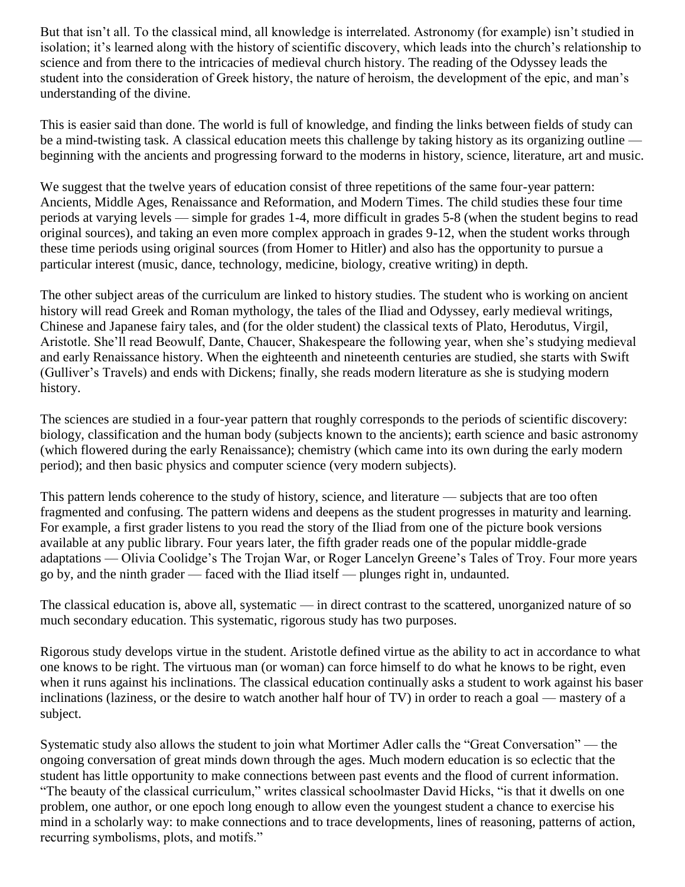But that isn't all. To the classical mind, all knowledge is interrelated. Astronomy (for example) isn't studied in isolation; it's learned along with the history of scientific discovery, which leads into the church's relationship to science and from there to the intricacies of medieval church history. The reading of the Odyssey leads the student into the consideration of Greek history, the nature of heroism, the development of the epic, and man's understanding of the divine.

This is easier said than done. The world is full of knowledge, and finding the links between fields of study can be a mind-twisting task. A classical education meets this challenge by taking history as its organizing outline — beginning with the ancients and progressing forward to the moderns in history, science, literature, art and music.

We suggest that the twelve years of education consist of three repetitions of the same four-year pattern: Ancients, Middle Ages, Renaissance and Reformation, and Modern Times. The child studies these four time periods at varying levels — simple for grades 1-4, more difficult in grades 5-8 (when the student begins to read original sources), and taking an even more complex approach in grades 9-12, when the student works through these time periods using original sources (from Homer to Hitler) and also has the opportunity to pursue a particular interest (music, dance, technology, medicine, biology, creative writing) in depth.

The other subject areas of the curriculum are linked to history studies. The student who is working on ancient history will read Greek and Roman mythology, the tales of the Iliad and Odyssey, early medieval writings, Chinese and Japanese fairy tales, and (for the older student) the classical texts of Plato, Herodutus, Virgil, Aristotle. She'll read Beowulf, Dante, Chaucer, Shakespeare the following year, when she's studying medieval and early Renaissance history. When the eighteenth and nineteenth centuries are studied, she starts with Swift (Gulliver's Travels) and ends with Dickens; finally, she reads modern literature as she is studying modern history.

The sciences are studied in a four-year pattern that roughly corresponds to the periods of scientific discovery: biology, classification and the human body (subjects known to the ancients); earth science and basic astronomy (which flowered during the early Renaissance); chemistry (which came into its own during the early modern period); and then basic physics and computer science (very modern subjects).

This pattern lends coherence to the study of history, science, and literature — subjects that are too often fragmented and confusing. The pattern widens and deepens as the student progresses in maturity and learning. For example, a first grader listens to you read the story of the Iliad from one of the picture book versions available at any public library. Four years later, the fifth grader reads one of the popular middle-grade adaptations — Olivia Coolidge's The Trojan War, or Roger Lancelyn Greene's Tales of Troy. Four more years go by, and the ninth grader — faced with the Iliad itself — plunges right in, undaunted.

The classical education is, above all, systematic — in direct contrast to the scattered, unorganized nature of so much secondary education. This systematic, rigorous study has two purposes.

Rigorous study develops virtue in the student. Aristotle defined virtue as the ability to act in accordance to what one knows to be right. The virtuous man (or woman) can force himself to do what he knows to be right, even when it runs against his inclinations. The classical education continually asks a student to work against his baser inclinations (laziness, or the desire to watch another half hour of TV) in order to reach a goal — mastery of a subject.

Systematic study also allows the student to join what Mortimer Adler calls the "Great Conversation" — the ongoing conversation of great minds down through the ages. Much modern education is so eclectic that the student has little opportunity to make connections between past events and the flood of current information. "The beauty of the classical curriculum," writes classical schoolmaster David Hicks, "is that it dwells on one problem, one author, or one epoch long enough to allow even the youngest student a chance to exercise his mind in a scholarly way: to make connections and to trace developments, lines of reasoning, patterns of action, recurring symbolisms, plots, and motifs."